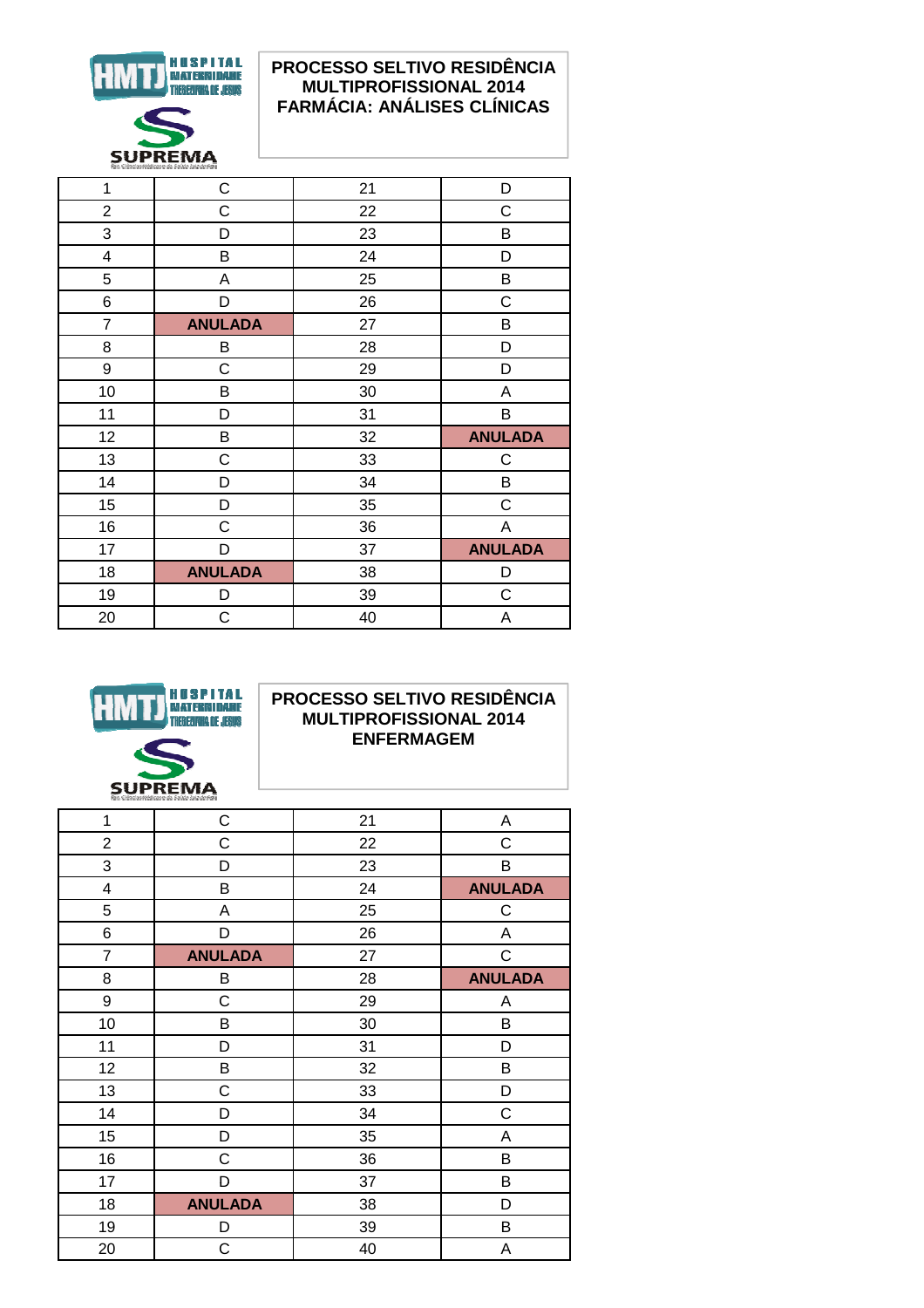HOSPITAL MATERNIDADE THEREZINHA DE JESUS

SUPREMA

## PROCESSO SELTIVO RESIDÊNCIA MULTIPROFISSIONAL 2014
## FARMÁCIA: ANÁLISES CLÍNICAS

| | | | |
|---|---|---|---|
| 1 | C | 21 | D |
| 2 | C | 22 | C |
| 3 | D | 23 | B |
| 4 | B | 24 | D |
| 5 | A | 25 | B |
| 6 | D | 26 | C |
| 7 | **ANULADA** | 27 | B |
| 8 | B | 28 | D |
| 9 | C | 29 | D |
| 10 | B | 30 | A |
| 11 | D | 31 | B |
| 12 | B | 32 | **ANULADA** |
| 13 | C | 33 | C |
| 14 | D | 34 | B |
| 15 | D | 35 | C |
| 16 | C | 36 | A |
| 17 | D | 37 | **ANULADA** |
| 18 | **ANULADA** | 38 | D |
| 19 | D | 39 | C |
| 20 | C | 40 | A |

HOSPITAL MATERNIDADE THEREZINHA DE JESUS

SUPREMA

## PROCESSO SELTIVO RESIDÊNCIA MULTIPROFISSIONAL 2014
## ENFERMAGEM

| | | | |
|---|---|---|---|
| 1 | C | 21 | A |
| 2 | C | 22 | C |
| 3 | D | 23 | B |
| 4 | B | 24 | **ANULADA** |
| 5 | A | 25 | C |
| 6 | D | 26 | A |
| 7 | **ANULADA** | 27 | C |
| 8 | B | 28 | **ANULADA** |
| 9 | C | 29 | A |
| 10 | B | 30 | B |
| 11 | D | 31 | D |
| 12 | B | 32 | B |
| 13 | C | 33 | D |
| 14 | D | 34 | C |
| 15 | D | 35 | A |
| 16 | C | 36 | B |
| 17 | D | 37 | B |
| 18 | **ANULADA** | 38 | D |
| 19 | D | 39 | B |
| 20 | C | 40 | A |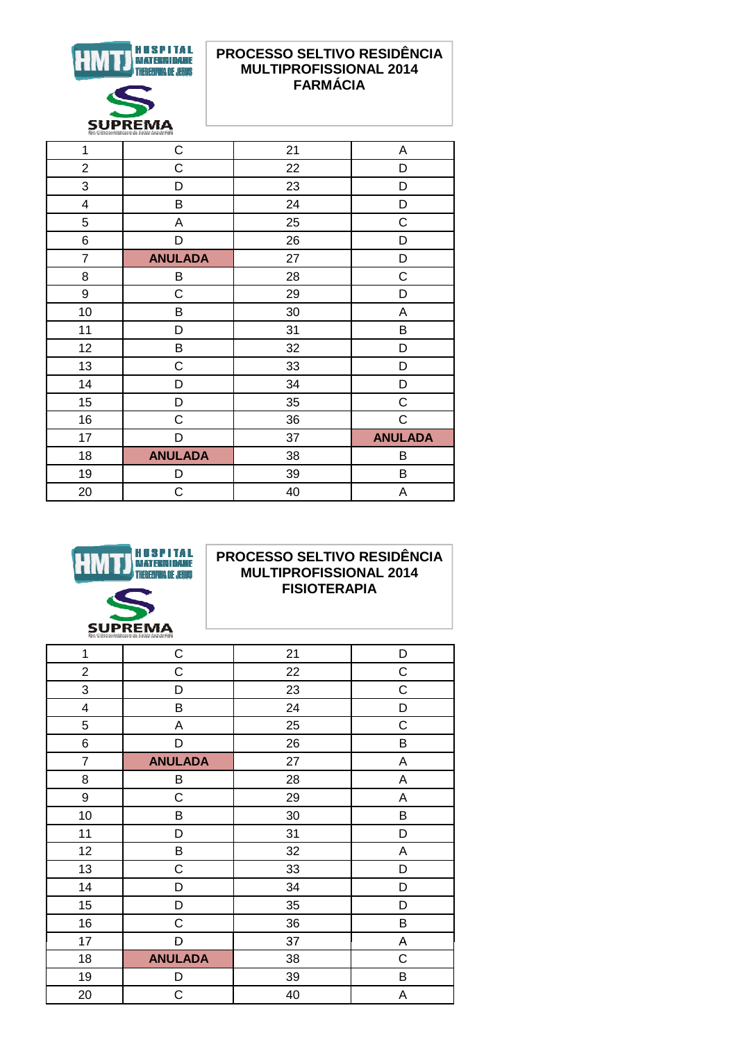HOSPITAL MATERNIDADE THEREZINHA DE JESUS

SUPREMA

## PROCESSO SELTIVO RESIDÊNCIA MULTIPROFISSIONAL 2014 FARMÁCIA

| 1 | C | 21 | A |
|---|---|---|---|
| 2 | C | 22 | D |
| 3 | D | 23 | D |
| 4 | B | 24 | D |
| 5 | A | 25 | C |
| 6 | D | 26 | D |
| 7 | **ANULADA** | 27 | D |
| 8 | B | 28 | C |
| 9 | C | 29 | D |
| 10 | B | 30 | A |
| 11 | D | 31 | B |
| 12 | B | 32 | D |
| 13 | C | 33 | D |
| 14 | D | 34 | D |
| 15 | D | 35 | C |
| 16 | C | 36 | C |
| 17 | D | 37 | **ANULADA** |
| 18 | **ANULADA** | 38 | B |
| 19 | D | 39 | B |
| 20 | C | 40 | A |

HOSPITAL MATERNIDADE THEREZINHA DE JESUS

SUPREMA

## PROCESSO SELTIVO RESIDÊNCIA MULTIPROFISSIONAL 2014 FISIOTERAPIA

| 1 | C | 21 | D |
|---|---|---|---|
| 2 | C | 22 | C |
| 3 | D | 23 | C |
| 4 | B | 24 | D |
| 5 | A | 25 | C |
| 6 | D | 26 | B |
| 7 | **ANULADA** | 27 | A |
| 8 | B | 28 | A |
| 9 | C | 29 | A |
| 10 | B | 30 | B |
| 11 | D | 31 | D |
| 12 | B | 32 | A |
| 13 | C | 33 | D |
| 14 | D | 34 | D |
| 15 | D | 35 | D |
| 16 | C | 36 | B |
| 17 | D | 37 | A |
| 18 | **ANULADA** | 38 | C |
| 19 | D | 39 | B |
| 20 | C | 40 | A |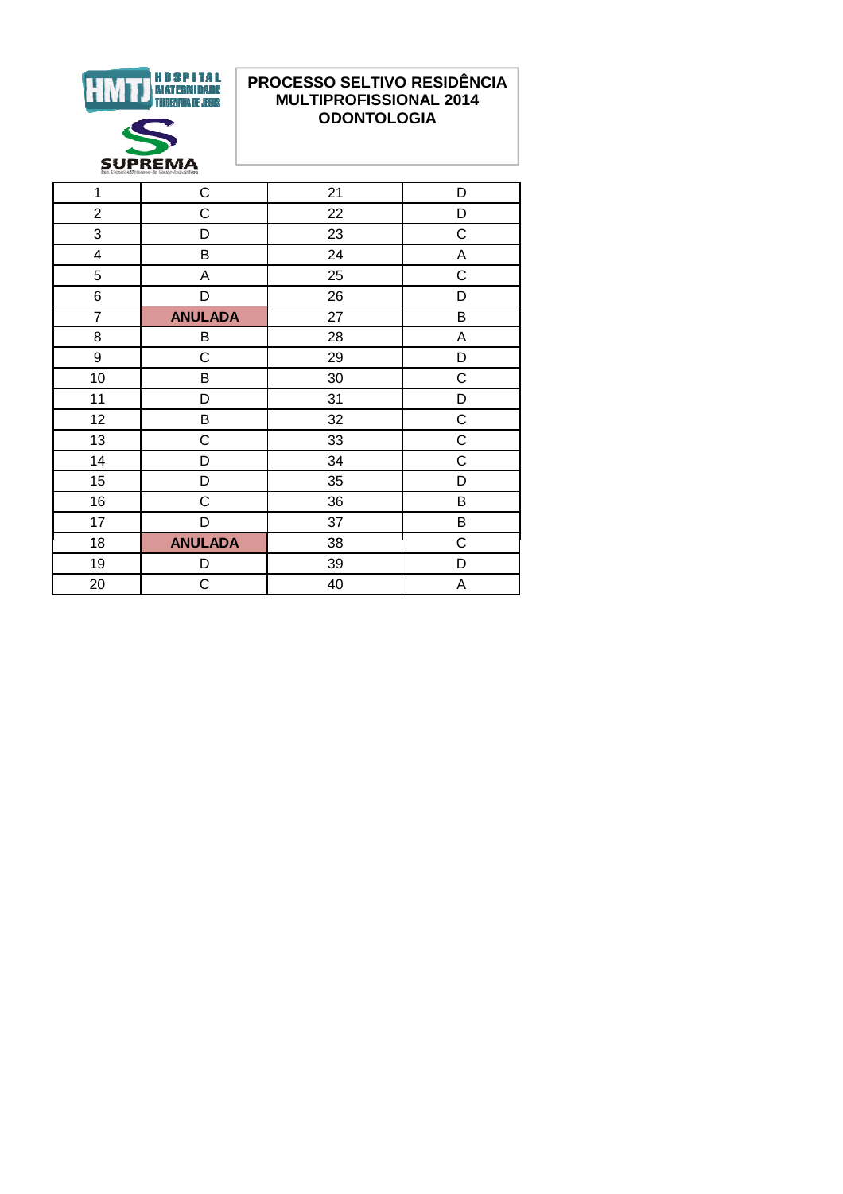HOSPITAL MATERNIDADE THEREZINHA DE JESUS

SUPREMA

## PROCESSO SELTIVO RESIDÊNCIA MULTIPROFISSIONAL 2014
## ODONTOLOGIA

| | | | |
|---|---|---|---|
| 1 | C | 21 | D |
| 2 | C | 22 | D |
| 3 | D | 23 | C |
| 4 | B | 24 | A |
| 5 | A | 25 | C |
| 6 | D | 26 | D |
| 7 | **ANULADA** | 27 | B |
| 8 | B | 28 | A |
| 9 | C | 29 | D |
| 10 | B | 30 | C |
| 11 | D | 31 | D |
| 12 | B | 32 | C |
| 13 | C | 33 | C |
| 14 | D | 34 | C |
| 15 | D | 35 | D |
| 16 | C | 36 | B |
| 17 | D | 37 | B |
| 18 | **ANULADA** | 38 | C |
| 19 | D | 39 | D |
| 20 | C | 40 | A |